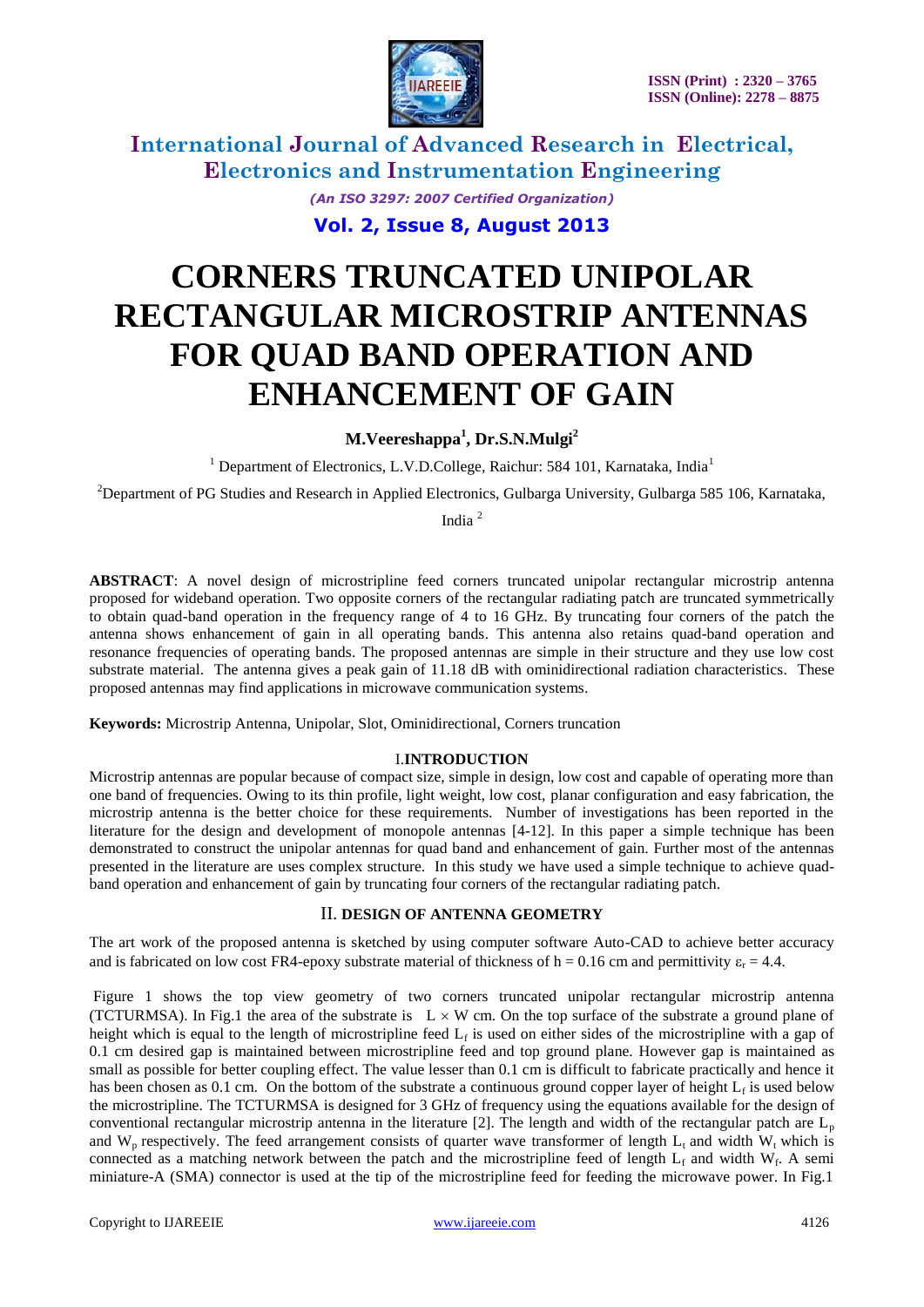# CORNERS TRUNCATED UNIPOLAR RECTANGULAR MICROSTRIP ANTENNAS FOR QUAD BAND OPERATION AND ENHANCEMENT OF GAIN

**M.Veereshappa[1], Dr.S.N.Mulgi[2]**

[1] Department of Electronics, L.V.D.College, Raichur: 584 101, Karnataka, India[1]

[2]Department of PG Studies and Research in Applied Electronics, Gulbarga University, Gulbarga 585 106, Karnataka, India [2]

**ABSTRACT**: A novel design of microstripline feed corners truncated unipolar rectangular microstrip antenna proposed for wideband operation. Two opposite corners of the rectangular radiating patch are truncated symmetrically to obtain quad-band operation in the frequency range of 4 to 16 GHz. By truncating four corners of the patch the antenna shows enhancement of gain in all operating bands. This antenna also retains quad-band operation and resonance frequencies of operating bands. The proposed antennas are simple in their structure and they use low cost substrate material. The antenna gives a peak gain of 11.18 dB with ominidirectional radiation characteristics. These proposed antennas may find applications in microwave communication systems.

**Keywords:** Microstrip Antenna, Unipolar, Slot, Ominidirectional, Corners truncation

## I. INTRODUCTION

Microstrip antennas are popular because of compact size, simple in design, low cost and capable of operating more than one band of frequencies. Owing to its thin profile, light weight, low cost, planar configuration and easy fabrication, the microstrip antenna is the better choice for these requirements. Number of investigations has been reported in the literature for the design and development of monopole antennas [4-12]. In this paper a simple technique has been demonstrated to construct the unipolar antennas for quad band and enhancement of gain. Further most of the antennas presented in the literature are uses complex structure. In this study we have used a simple technique to achieve quad-band operation and enhancement of gain by truncating four corners of the rectangular radiating patch.

## II. DESIGN OF ANTENNA GEOMETRY

The art work of the proposed antenna is sketched by using computer software Auto-CAD to achieve better accuracy and is fabricated on low cost FR4-epoxy substrate material of thickness of h = 0.16 cm and permittivity $\varepsilon_r = 4.4$.

Figure 1 shows the top view geometry of two corners truncated unipolar rectangular microstrip antenna (TCTURMSA). In Fig.1 the area of the substrate is $L \times W$ cm. On the top surface of the substrate a ground plane of height which is equal to the length of microstripline feed $L_f$ is used on either sides of the microstripline with a gap of 0.1 cm desired gap is maintained between microstripline feed and top ground plane. However gap is maintained as small as possible for better coupling effect. The value lesser than 0.1 cm is difficult to fabricate practically and hence it has been chosen as 0.1 cm. On the bottom of the substrate a continuous ground copper layer of height $L_f$ is used below the microstripline. The TCTURMSA is designed for 3 GHz of frequency using the equations available for the design of conventional rectangular microstrip antenna in the literature [2]. The length and width of the rectangular patch are $L_p$ and $W_p$ respectively. The feed arrangement consists of quarter wave transformer of length $L_t$ and width $W_t$ which is connected as a matching network between the patch and the microstripline feed of length $L_f$ and width $W_f$. A semi miniature-A (SMA) connector is used at the tip of the microstripline feed for feeding the microwave power. In Fig.1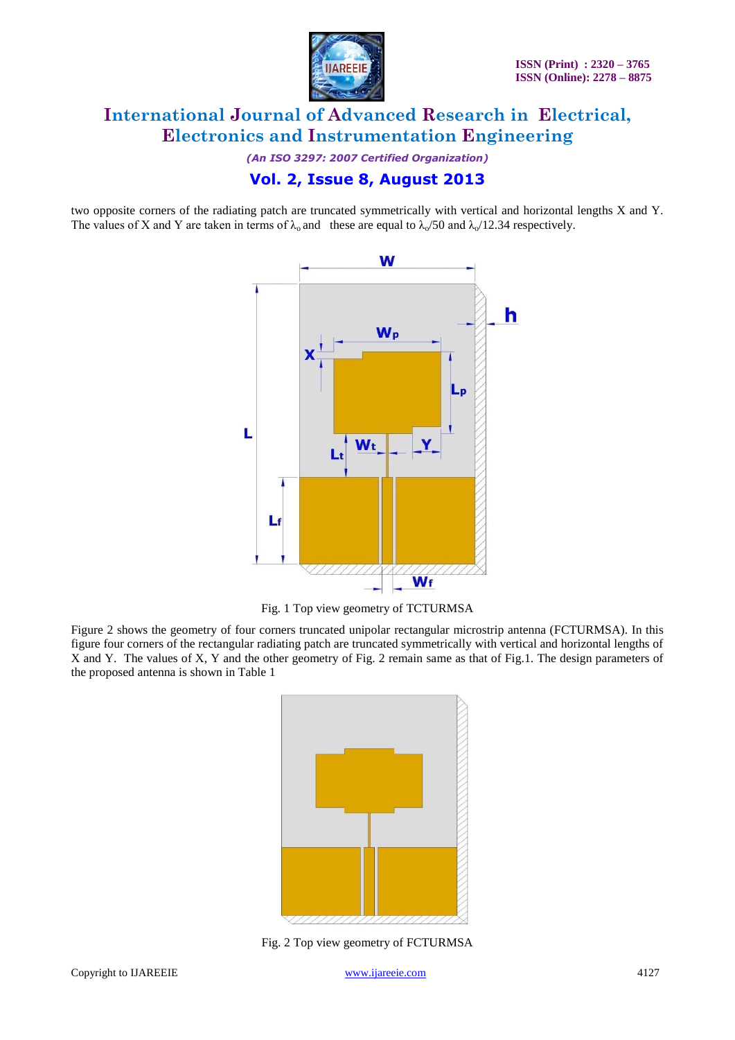two opposite corners of the radiating patch are truncated symmetrically with vertical and horizontal lengths X and Y. The values of X and Y are taken in terms of $\lambda_o$ and these are equal to $\lambda_o/50$ and $\lambda_o/12.34$ respectively.

Fig. 1 Top view geometry of TCTURMSA

Figure 2 shows the geometry of four corners truncated unipolar rectangular microstrip antenna (FCTURMSA). In this figure four corners of the rectangular radiating patch are truncated symmetrically with vertical and horizontal lengths of X and Y. The values of X, Y and the other geometry of Fig. 2 remain same as that of Fig.1. The design parameters of the proposed antenna is shown in Table 1

Fig. 2 Top view geometry of FCTURMSA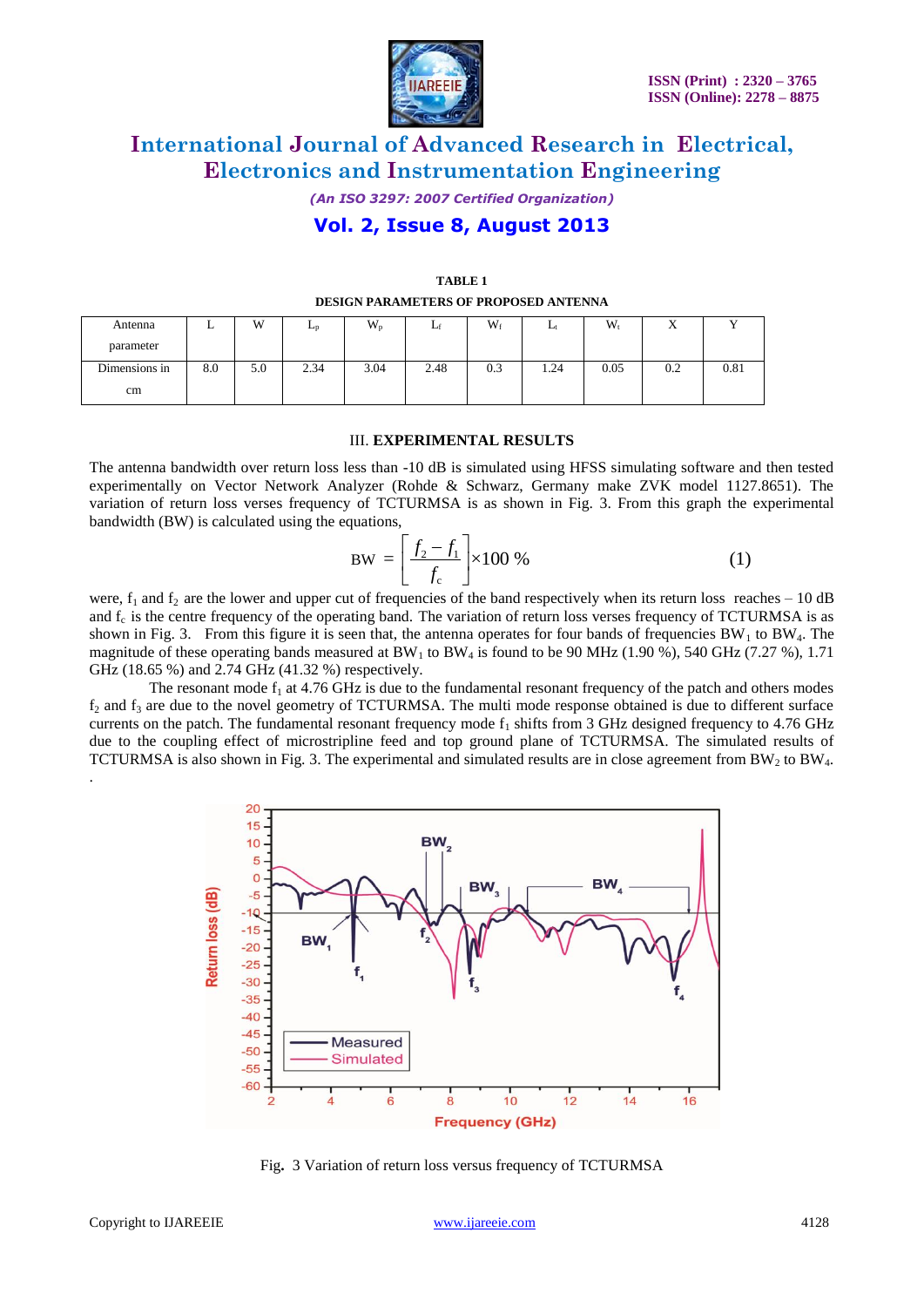**TABLE 1**

**DESIGN PARAMETERS OF PROPOSED ANTENNA**

| Antenna parameter | L | W | $L_p$ | $W_p$ | $L_f$ | $W_f$ | $L_t$ | $W_t$ | X | Y |
|---|---|---|---|---|---|---|---|---|---|---|
| Dimensions in cm | 8.0 | 5.0 | 2.34 | 3.04 | 2.48 | 0.3 | 1.24 | 0.05 | 0.2 | 0.81 |

## III. EXPERIMENTAL RESULTS

The antenna bandwidth over return loss less than -10 dB is simulated using HFSS simulating software and then tested experimentally on Vector Network Analyzer (Rohde & Schwarz, Germany make ZVK model 1127.8651). The variation of return loss verses frequency of TCTURMSA is as shown in Fig. 3. From this graph the experimental bandwidth (BW) is calculated using the equations,

$$\text{BW} = \left[\frac{f_2 - f_1}{f_c}\right] \times 100\ \% \qquad (1)$$

were, $f_1$ and $f_2$ are the lower and upper cut of frequencies of the band respectively when its return loss reaches – 10 dB and $f_c$ is the centre frequency of the operating band. The variation of return loss verses frequency of TCTURMSA is as shown in Fig. 3. From this figure it is seen that, the antenna operates for four bands of frequencies $BW_1$ to $BW_4$. The magnitude of these operating bands measured at $BW_1$ to $BW_4$ is found to be 90 MHz (1.90 %), 540 GHz (7.27 %), 1.71 GHz (18.65 %) and 2.74 GHz (41.32 %) respectively.

The resonant mode $f_1$ at 4.76 GHz is due to the fundamental resonant frequency of the patch and others modes $f_2$ and $f_3$ are due to the novel geometry of TCTURMSA. The multi mode response obtained is due to different surface currents on the patch. The fundamental resonant frequency mode $f_1$ shifts from 3 GHz designed frequency to 4.76 GHz due to the coupling effect of microstripline feed and top ground plane of TCTURMSA. The simulated results of TCTURMSA is also shown in Fig. 3. The experimental and simulated results are in close agreement from $BW_2$ to $BW_4$.

Fig. 3 Variation of return loss versus frequency of TCTURMSA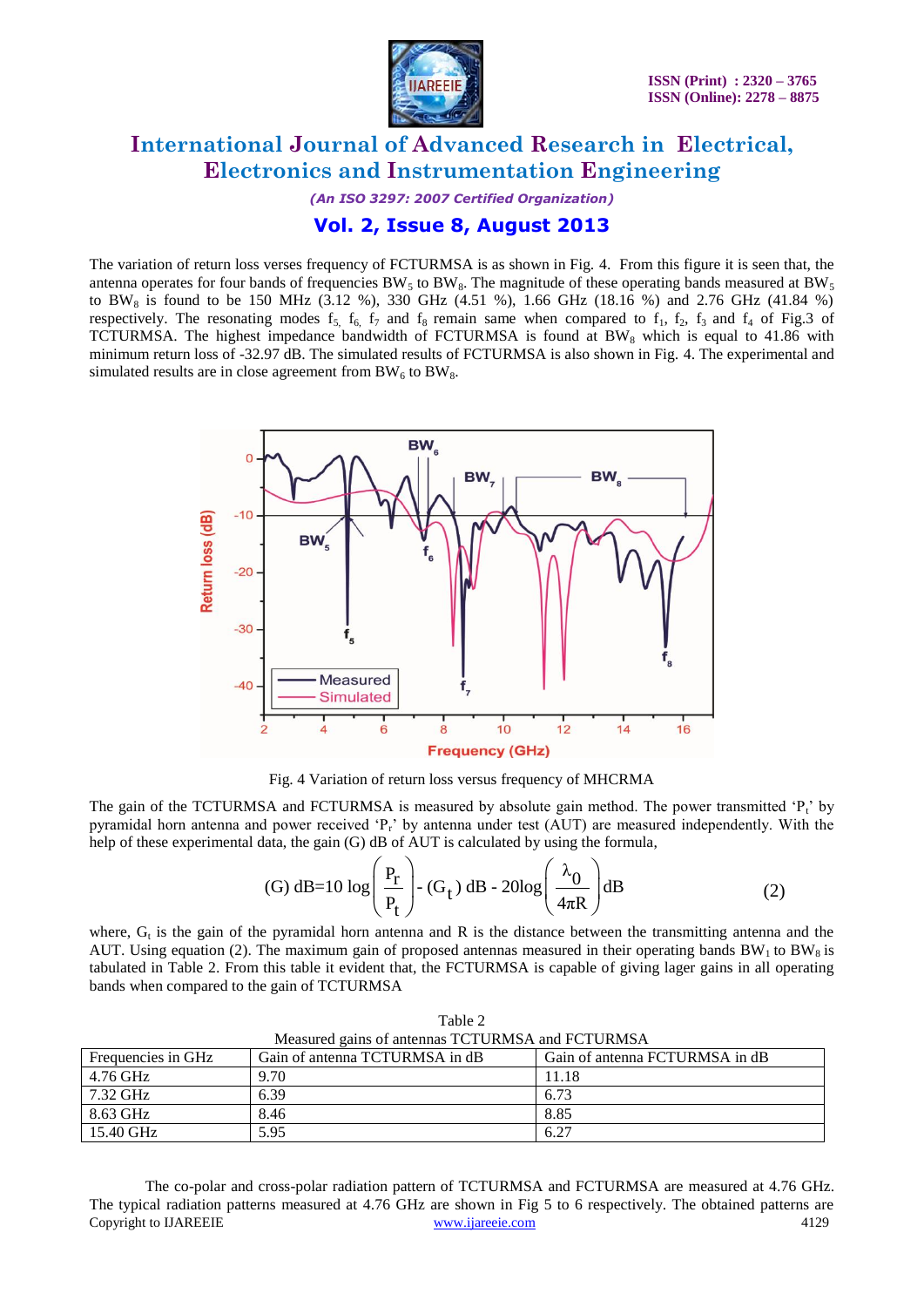The variation of return loss verses frequency of FCTURMSA is as shown in Fig. 4. From this figure it is seen that, the antenna operates for four bands of frequencies $BW_5$ to $BW_8$. The magnitude of these operating bands measured at $BW_5$ to $BW_8$ is found to be 150 MHz (3.12 %), 330 GHz (4.51 %), 1.66 GHz (18.16 %) and 2.76 GHz (41.84 %) respectively. The resonating modes $f_5$, $f_6$, $f_7$ and $f_8$ remain same when compared to $f_1$, $f_2$, $f_3$ and $f_4$ of Fig.3 of TCTURMSA. The highest impedance bandwidth of FCTURMSA is found at $BW_8$ which is equal to 41.86 with minimum return loss of -32.97 dB. The simulated results of FCTURMSA is also shown in Fig. 4. The experimental and simulated results are in close agreement from $BW_6$ to $BW_8$.

Fig. 4 Variation of return loss versus frequency of MHCRMA

The gain of the TCTURMSA and FCTURMSA is measured by absolute gain method. The power transmitted '$P_t$' by pyramidal horn antenna and power received '$P_r$' by antenna under test (AUT) are measured independently. With the help of these experimental data, the gain (G) dB of AUT is calculated by using the formula,

$$\text{(G) dB} = 10\log\left(\frac{P_r}{P_t}\right) - (G_t)\text{ dB} - 20\log\left(\frac{\lambda_0}{4\pi R}\right)\text{dB} \tag{2}$$

where, $G_t$ is the gain of the pyramidal horn antenna and R is the distance between the transmitting antenna and the AUT. Using equation (2). The maximum gain of proposed antennas measured in their operating bands $BW_1$ to $BW_8$ is tabulated in Table 2. From this table it evident that, the FCTURMSA is capable of giving lager gains in all operating bands when compared to the gain of TCTURMSA

Table 2
Measured gains of antennas TCTURMSA and FCTURMSA

| Frequencies in GHz | Gain of antenna TCTURMSA in dB | Gain of antenna FCTURMSA in dB |
|---|---|---|
| 4.76 GHz | 9.70 | 11.18 |
| 7.32 GHz | 6.39 | 6.73 |
| 8.63 GHz | 8.46 | 8.85 |
| 15.40 GHz | 5.95 | 6.27 |

The co-polar and cross-polar radiation pattern of TCTURMSA and FCTURMSA are measured at 4.76 GHz. The typical radiation patterns measured at 4.76 GHz are shown in Fig 5 to 6 respectively. The obtained patterns are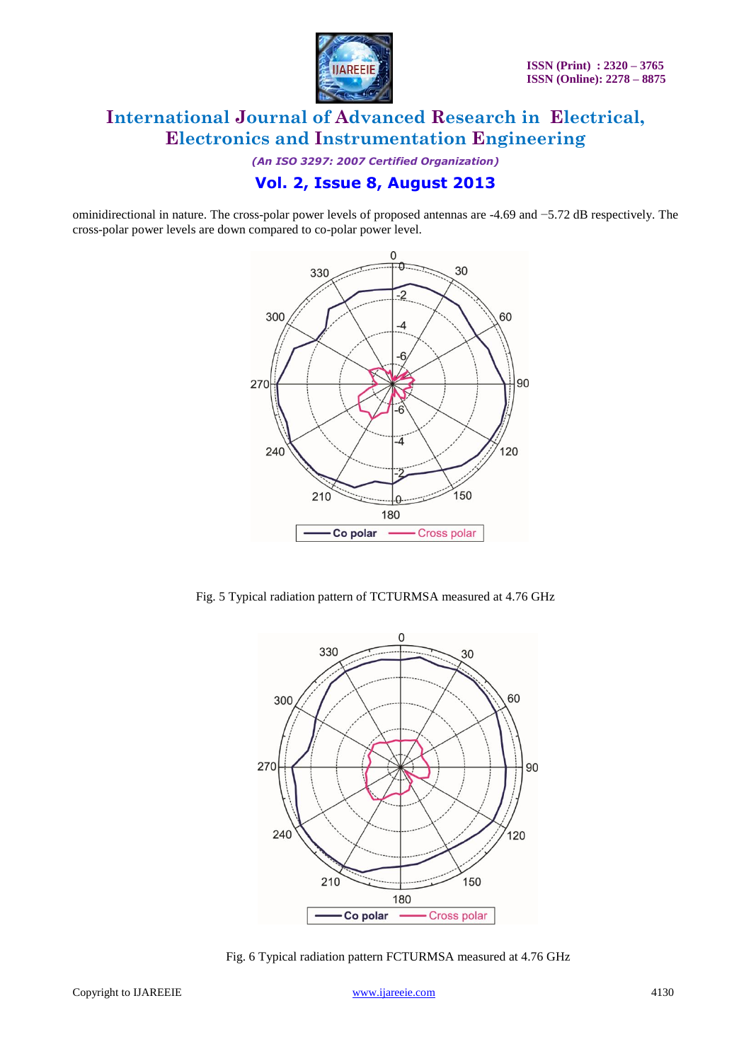ominidirectional in nature. The cross-polar power levels of proposed antennas are -4.69 and −5.72 dB respectively. The cross-polar power levels are down compared to co-polar power level.

Fig. 5 Typical radiation pattern of TCTURMSA measured at 4.76 GHz

Fig. 6 Typical radiation pattern FCTURMSA measured at 4.76 GHz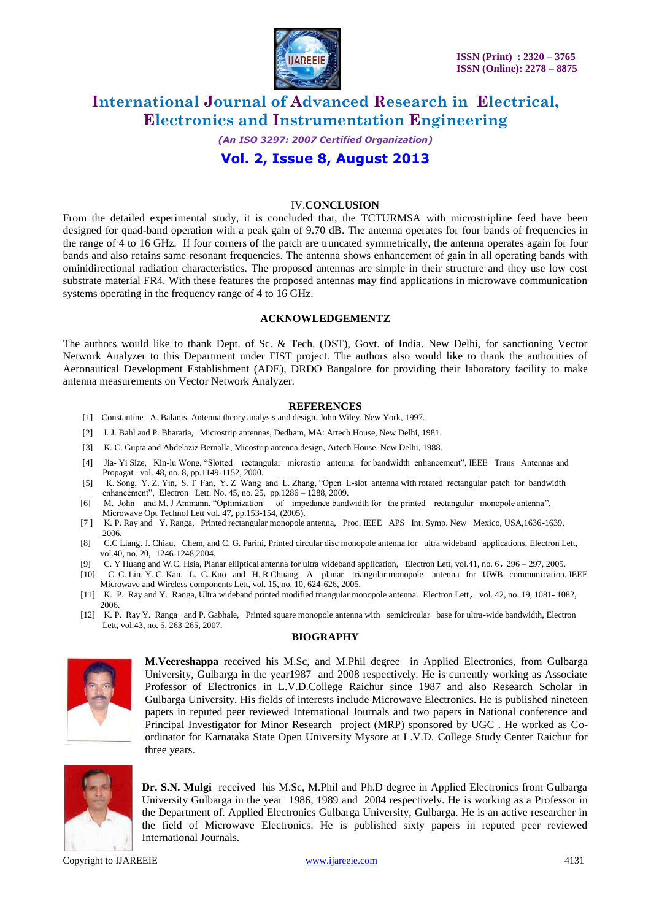## IV. CONCLUSION

From the detailed experimental study, it is concluded that, the TCTURMSA with microstripline feed have been designed for quad-band operation with a peak gain of 9.70 dB. The antenna operates for four bands of frequencies in the range of 4 to 16 GHz. If four corners of the patch are truncated symmetrically, the antenna operates again for four bands and also retains same resonant frequencies. The antenna shows enhancement of gain in all operating bands with ominidirectional radiation characteristics. The proposed antennas are simple in their structure and they use low cost substrate material FR4. With these features the proposed antennas may find applications in microwave communication systems operating in the frequency range of 4 to 16 GHz.

## ACKNOWLEDGEMENTZ

The authors would like to thank Dept. of Sc. & Tech. (DST), Govt. of India. New Delhi, for sanctioning Vector Network Analyzer to this Department under FIST project. The authors also would like to thank the authorities of Aeronautical Development Establishment (ADE), DRDO Bangalore for providing their laboratory facility to make antenna measurements on Vector Network Analyzer.

## REFERENCES

[1] Constantine A. Balanis, Antenna theory analysis and design, John Wiley, New York, 1997.

[2] I. J. Bahl and P. Bharatia, Microstrip antennas, Dedham, MA: Artech House, New Delhi, 1981.

[3] K. C. Gupta and Abdelaziz Bernalla, Micostrip antenna design, Artech House, New Delhi, 1988.

[4] Jia- Yi Size, Kin-lu Wong, "Slotted rectangular microstip antenna for bandwidth enhancement", IEEE Trans Antennas and Propagat vol. 48, no. 8, pp.1149-1152, 2000.

[5] K. Song, Y. Z. Yin, S. T Fan, Y. Z Wang and L. Zhang, "Open L-slot antenna with rotated rectangular patch for bandwidth enhancement", Electron Lett. No. 45, no. 25, pp.1286 – 1288, 2009.

[6] M. John and M. J Ammann, "Optimization of impedance bandwidth for the printed rectangular monopole antenna", Microwave Opt Technol Lett vol. 47, pp.153-154, (2005).

[7] K. P. Ray and Y. Ranga, Printed rectangular monopole antenna, Proc. IEEE APS Int. Symp. New Mexico, USA,1636-1639, 2006.

[8] C.C Liang. J. Chiau, Chem, and C. G. Parini, Printed circular disc monopole antenna for ultra wideband applications. Electron Lett, vol.40, no. 20, 1246-1248,2004.

[9] C. Y Huang and W.C. Hsia, Planar elliptical antenna for ultra wideband application, Electron Lett, vol.41, no. 6, 296 – 297, 2005.

[10] C. C. Lin, Y. C. Kan, L. C. Kuo and H. R Chuang, A planar triangular monopole antenna for UWB communication, IEEE Microwave and Wireless components Lett, vol. 15, no. 10, 624-626, 2005.

[11] K. P. Ray and Y. Ranga, Ultra wideband printed modified triangular monopole antenna. Electron Lett, vol. 42, no. 19, 1081- 1082, 2006.

[12] K. P. Ray Y. Ranga and P. Gabhale, Printed square monopole antenna with semicircular base for ultra-wide bandwidth, Electron Lett, vol.43, no. 5, 263-265, 2007.

## BIOGRAPHY

**M.Veereshappa** received his M.Sc, and M.Phil degree in Applied Electronics, from Gulbarga University, Gulbarga in the year1987 and 2008 respectively. He is currently working as Associate Professor of Electronics in L.V.D.College Raichur since 1987 and also Research Scholar in Gulbarga University. His fields of interests include Microwave Electronics. He is published nineteen papers in reputed peer reviewed International Journals and two papers in National conference and Principal Investigator for Minor Research project (MRP) sponsored by UGC . He worked as Co-ordinator for Karnataka State Open University Mysore at L.V.D. College Study Center Raichur for three years.

**Dr. S.N. Mulgi** received his M.Sc, M.Phil and Ph.D degree in Applied Electronics from Gulbarga University Gulbarga in the year 1986, 1989 and 2004 respectively. He is working as a Professor in the Department of. Applied Electronics Gulbarga University, Gulbarga. He is an active researcher in the field of Microwave Electronics. He is published sixty papers in reputed peer reviewed International Journals.